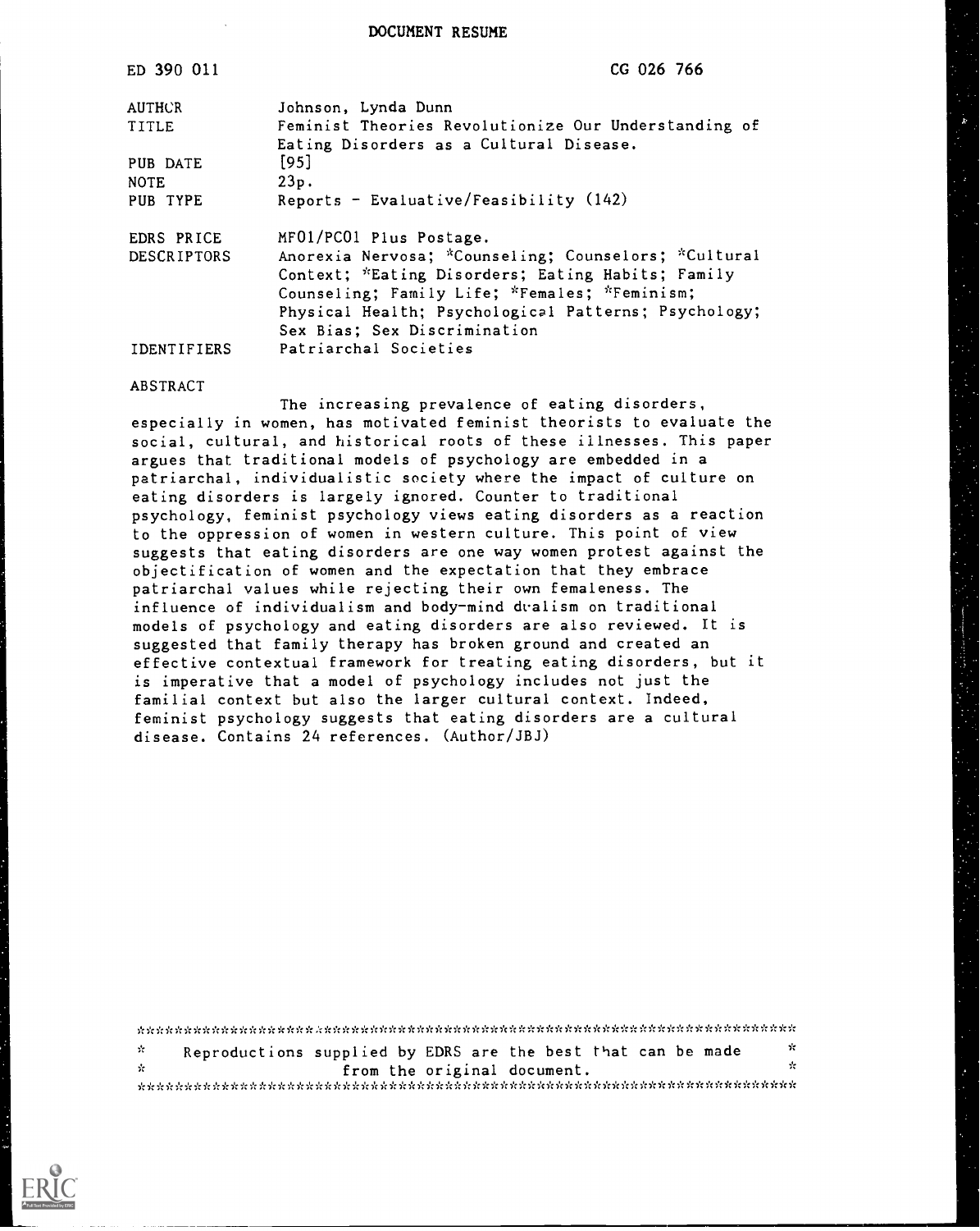DOCUMENT RESUME

| | |
|---|---|
| ED 390 011 | CG 026 766 |
| AUTHOR | Johnson, Lynda Dunn |
| TITLE | Feminist Theories Revolutionize Our Understanding of Eating Disorders as a Cultural Disease. |
| PUB DATE | [95] |
| NOTE | 23p. |
| PUB TYPE | Reports - Evaluative/Feasibility (142) |
| EDRS PRICE | MF01/PC01 Plus Postage. |
| DESCRIPTORS | Anorexia Nervosa; *Counseling; Counselors; *Cultural Context; *Eating Disorders; Eating Habits; Family Counseling; Family Life; *Females; *Feminism; Physical Health; Psychological Patterns; Psychology; Sex Bias; Sex Discrimination |
| IDENTIFIERS | Patriarchal Societies |

ABSTRACT

The increasing prevalence of eating disorders, especially in women, has motivated feminist theorists to evaluate the social, cultural, and historical roots of these illnesses. This paper argues that traditional models of psychology are embedded in a patriarchal, individualistic society where the impact of culture on eating disorders is largely ignored. Counter to traditional psychology, feminist psychology views eating disorders as a reaction to the oppression of women in western culture. This point of view suggests that eating disorders are one way women protest against the objectification of women and the expectation that they embrace patriarchal values while rejecting their own femaleness. The influence of individualism and body-mind dualism on traditional models of psychology and eating disorders are also reviewed. It is suggested that family therapy has broken ground and created an effective contextual framework for treating eating disorders, but it is imperative that a model of psychology includes not just the familial context but also the larger cultural context. Indeed, feminist psychology suggests that eating disorders are a cultural disease. Contains 24 references. (Author/JBJ)

***********************************************************************
* Reproductions supplied by EDRS are the best that can be made *
* from the original document. *
***********************************************************************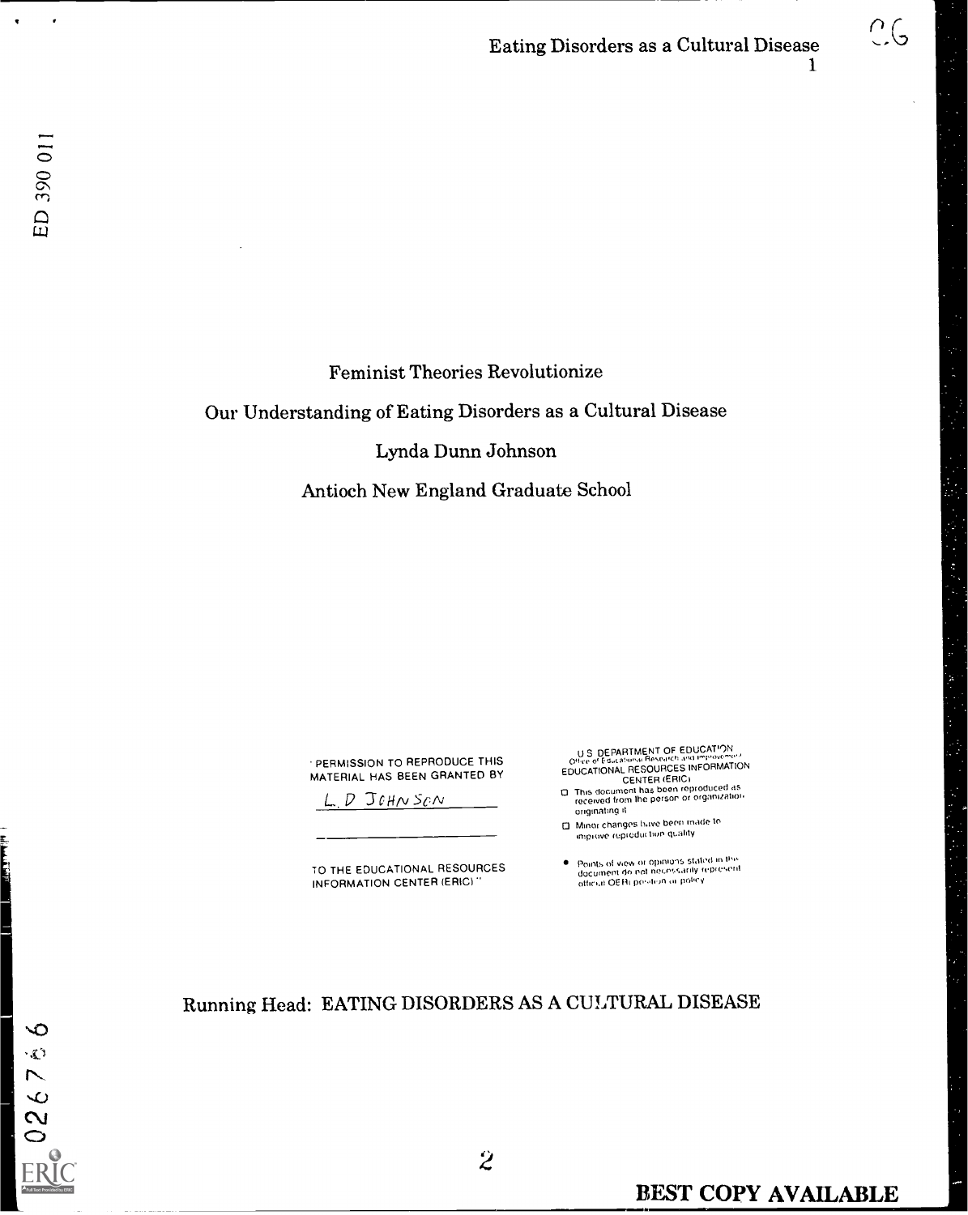Feminist Theories Revolutionize

Our Understanding of Eating Disorders as a Cultural Disease

Lynda Dunn Johnson

Antioch New England Graduate School

"PERMISSION TO REPRODUCE THIS MATERIAL HAS BEEN GRANTED BY

L. D JOHNSON

TO THE EDUCATIONAL RESOURCES INFORMATION CENTER (ERIC)"

U.S. DEPARTMENT OF EDUCATION
Office of Educational Research and Improvement
EDUCATIONAL RESOURCES INFORMATION CENTER (ERIC)

- This document has been reproduced as received from the person or organization originating it
- Minor changes have been made to improve reproduction quality
- Points of view or opinions stated in this document do not necessarily represent official OERI position or policy

Running Head: EATING DISORDERS AS A CULTURAL DISEASE

BEST COPY AVAILABLE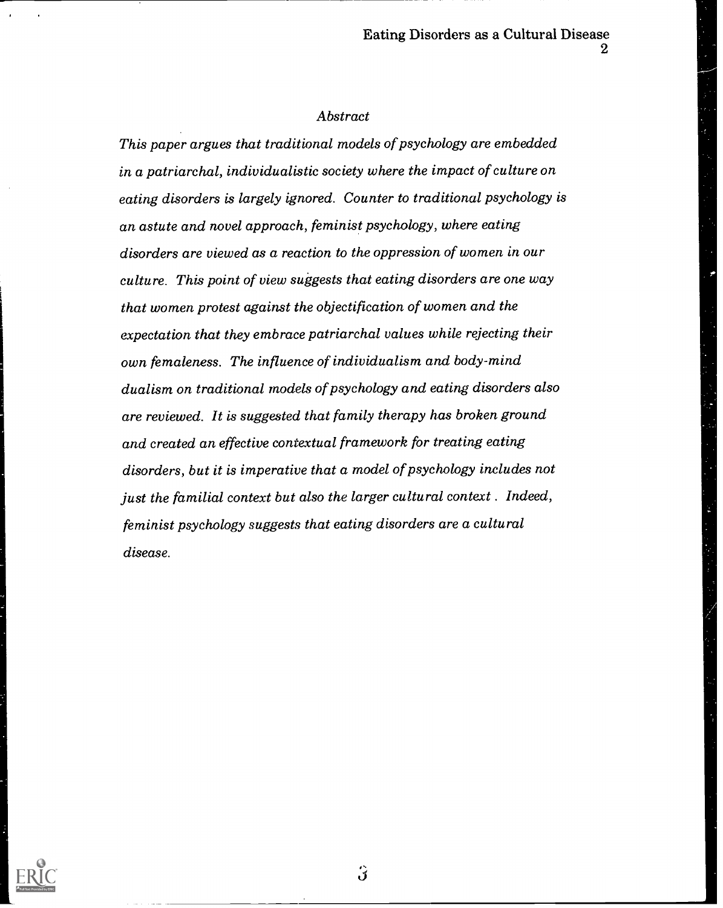*Abstract*

*This paper argues that traditional models of psychology are embedded in a patriarchal, individualistic society where the impact of culture on eating disorders is largely ignored. Counter to traditional psychology is an astute and novel approach, feminist psychology, where eating disorders are viewed as a reaction to the oppression of women in our culture. This point of view suggests that eating disorders are one way that women protest against the objectification of women and the expectation that they embrace patriarchal values while rejecting their own femaleness. The influence of individualism and body-mind dualism on traditional models of psychology and eating disorders also are reviewed. It is suggested that family therapy has broken ground and created an effective contextual framework for treating eating disorders, but it is imperative that a model of psychology includes not just the familial context but also the larger cultural context . Indeed, feminist psychology suggests that eating disorders are a cultural disease.*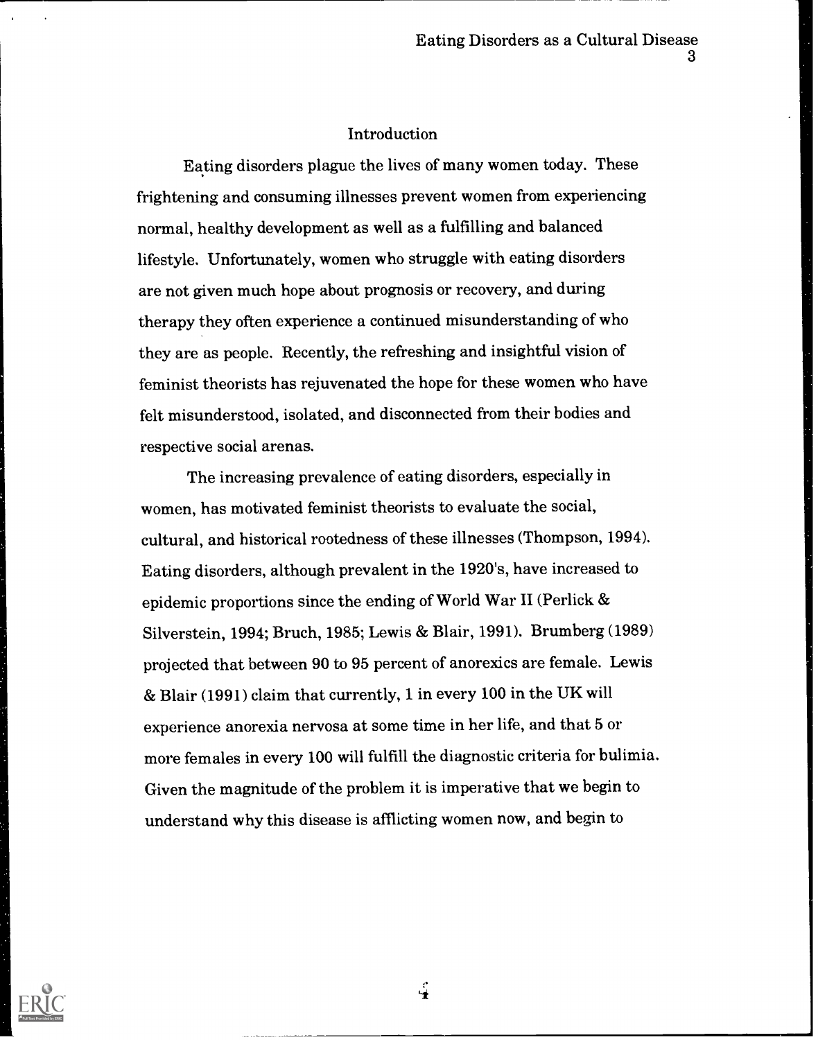## Introduction

Eating disorders plague the lives of many women today. These frightening and consuming illnesses prevent women from experiencing normal, healthy development as well as a fulfilling and balanced lifestyle. Unfortunately, women who struggle with eating disorders are not given much hope about prognosis or recovery, and during therapy they often experience a continued misunderstanding of who they are as people. Recently, the refreshing and insightful vision of feminist theorists has rejuvenated the hope for these women who have felt misunderstood, isolated, and disconnected from their bodies and respective social arenas.

The increasing prevalence of eating disorders, especially in women, has motivated feminist theorists to evaluate the social, cultural, and historical rootedness of these illnesses (Thompson, 1994). Eating disorders, although prevalent in the 1920's, have increased to epidemic proportions since the ending of World War II (Perlick & Silverstein, 1994; Bruch, 1985; Lewis & Blair, 1991). Brumberg (1989) projected that between 90 to 95 percent of anorexics are female. Lewis & Blair (1991) claim that currently, 1 in every 100 in the UK will experience anorexia nervosa at some time in her life, and that 5 or more females in every 100 will fulfill the diagnostic criteria for bulimia. Given the magnitude of the problem it is imperative that we begin to understand why this disease is afflicting women now, and begin to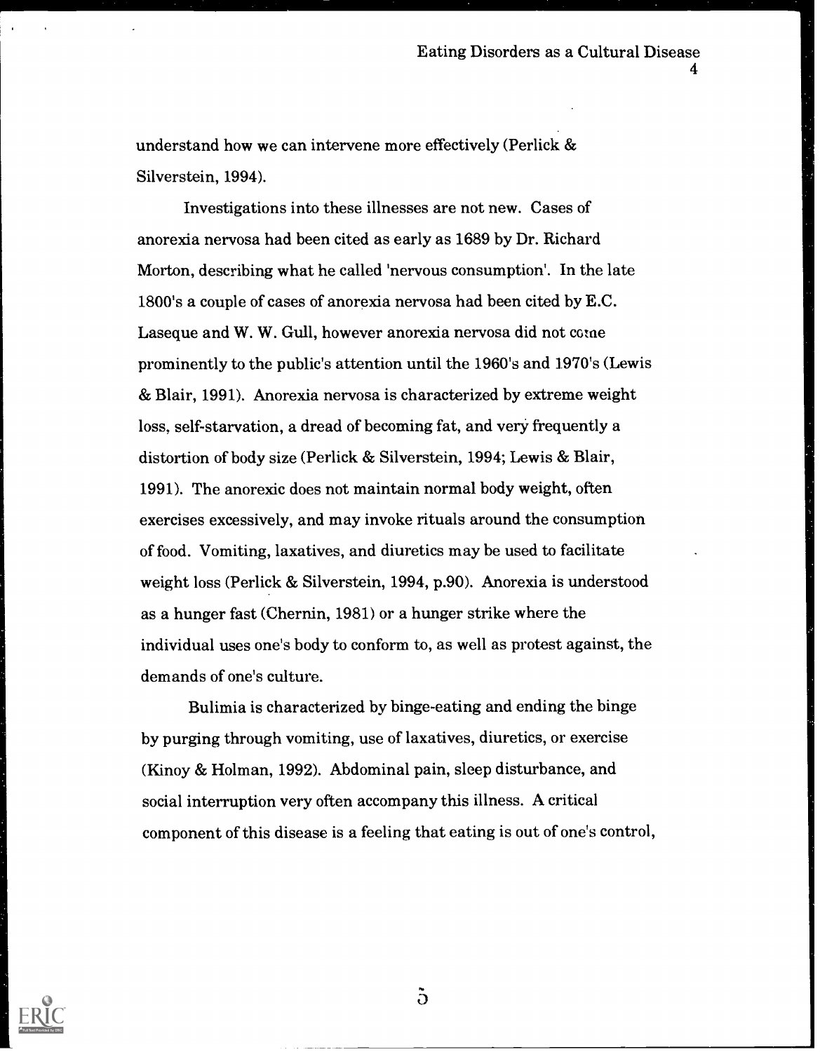understand how we can intervene more effectively (Perlick & Silverstein, 1994).

Investigations into these illnesses are not new. Cases of anorexia nervosa had been cited as early as 1689 by Dr. Richard Morton, describing what he called 'nervous consumption'. In the late 1800's a couple of cases of anorexia nervosa had been cited by E.C. Laseque and W. W. Gull, however anorexia nervosa did not come prominently to the public's attention until the 1960's and 1970's (Lewis & Blair, 1991). Anorexia nervosa is characterized by extreme weight loss, self-starvation, a dread of becoming fat, and very frequently a distortion of body size (Perlick & Silverstein, 1994; Lewis & Blair, 1991). The anorexic does not maintain normal body weight, often exercises excessively, and may invoke rituals around the consumption of food. Vomiting, laxatives, and diuretics may be used to facilitate weight loss (Perlick & Silverstein, 1994, p.90). Anorexia is understood as a hunger fast (Chernin, 1981) or a hunger strike where the individual uses one's body to conform to, as well as protest against, the demands of one's culture.

Bulimia is characterized by binge-eating and ending the binge by purging through vomiting, use of laxatives, diuretics, or exercise (Kinoy & Holman, 1992). Abdominal pain, sleep disturbance, and social interruption very often accompany this illness. A critical component of this disease is a feeling that eating is out of one's control,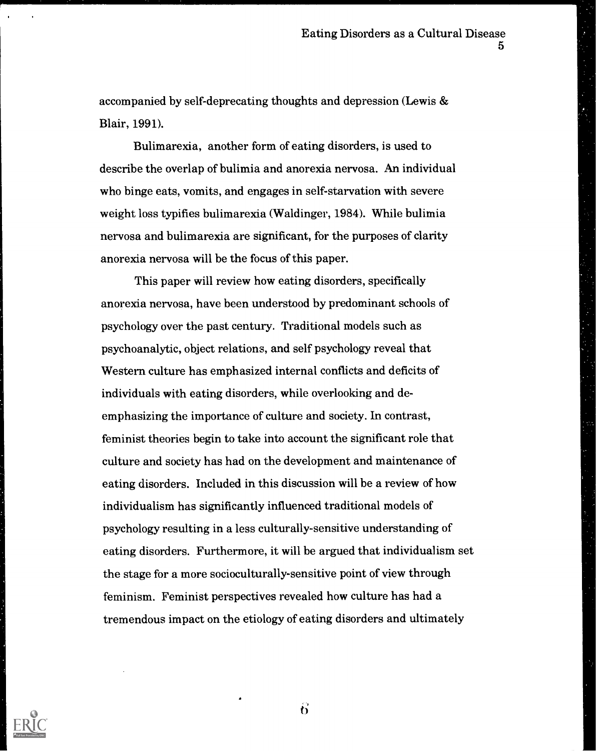accompanied by self-deprecating thoughts and depression (Lewis & Blair, 1991).

Bulimarexia, another form of eating disorders, is used to describe the overlap of bulimia and anorexia nervosa. An individual who binge eats, vomits, and engages in self-starvation with severe weight loss typifies bulimarexia (Waldinger, 1984). While bulimia nervosa and bulimarexia are significant, for the purposes of clarity anorexia nervosa will be the focus of this paper.

This paper will review how eating disorders, specifically anorexia nervosa, have been understood by predominant schools of psychology over the past century. Traditional models such as psychoanalytic, object relations, and self psychology reveal that Western culture has emphasized internal conflicts and deficits of individuals with eating disorders, while overlooking and de-emphasizing the importance of culture and society. In contrast, feminist theories begin to take into account the significant role that culture and society has had on the development and maintenance of eating disorders. Included in this discussion will be a review of how individualism has significantly influenced traditional models of psychology resulting in a less culturally-sensitive understanding of eating disorders. Furthermore, it will be argued that individualism set the stage for a more socioculturally-sensitive point of view through feminism. Feminist perspectives revealed how culture has had a tremendous impact on the etiology of eating disorders and ultimately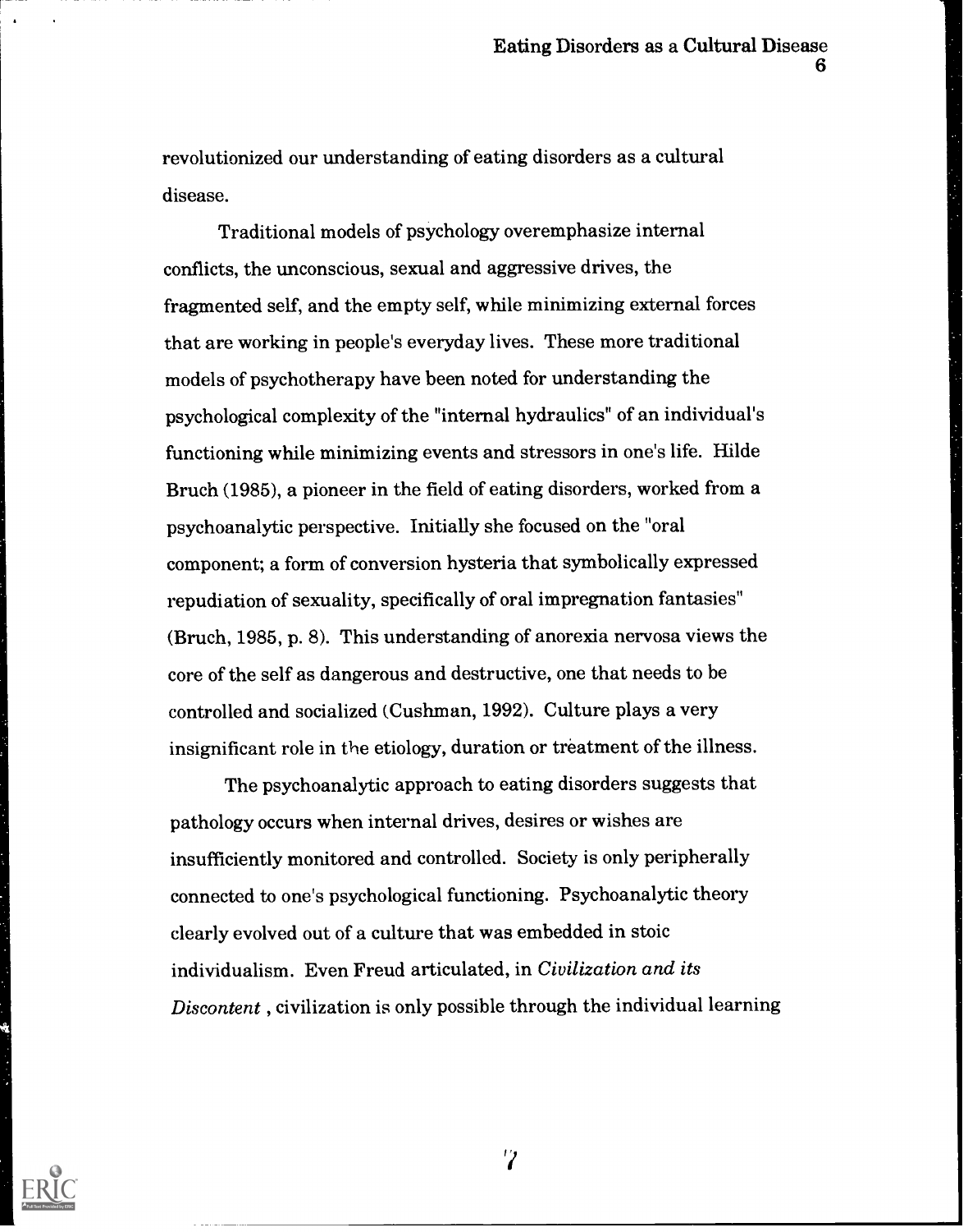revolutionized our understanding of eating disorders as a cultural disease.

Traditional models of psychology overemphasize internal conflicts, the unconscious, sexual and aggressive drives, the fragmented self, and the empty self, while minimizing external forces that are working in people's everyday lives. These more traditional models of psychotherapy have been noted for understanding the psychological complexity of the "internal hydraulics" of an individual's functioning while minimizing events and stressors in one's life. Hilde Bruch (1985), a pioneer in the field of eating disorders, worked from a psychoanalytic perspective. Initially she focused on the "oral component; a form of conversion hysteria that symbolically expressed repudiation of sexuality, specifically of oral impregnation fantasies" (Bruch, 1985, p. 8). This understanding of anorexia nervosa views the core of the self as dangerous and destructive, one that needs to be controlled and socialized (Cushman, 1992). Culture plays a very insignificant role in the etiology, duration or treatment of the illness.

The psychoanalytic approach to eating disorders suggests that pathology occurs when internal drives, desires or wishes are insufficiently monitored and controlled. Society is only peripherally connected to one's psychological functioning. Psychoanalytic theory clearly evolved out of a culture that was embedded in stoic individualism. Even Freud articulated, in *Civilization and its Discontent* , civilization is only possible through the individual learning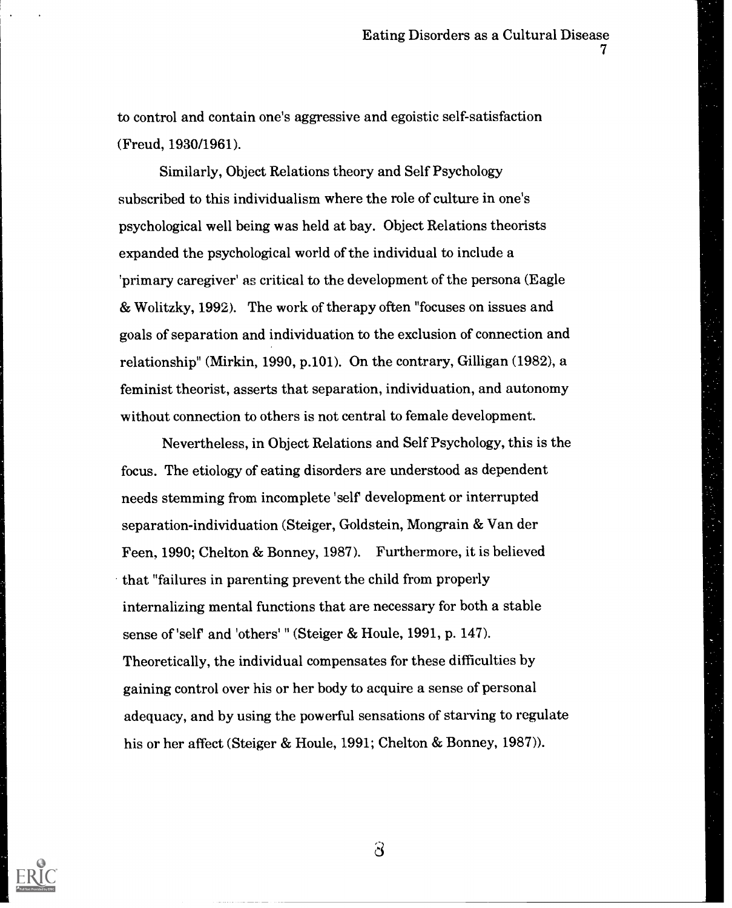to control and contain one's aggressive and egoistic self-satisfaction (Freud, 1930/1961).

Similarly, Object Relations theory and Self Psychology subscribed to this individualism where the role of culture in one's psychological well being was held at bay. Object Relations theorists expanded the psychological world of the individual to include a 'primary caregiver' as critical to the development of the persona (Eagle & Wolitzky, 1992). The work of therapy often "focuses on issues and goals of separation and individuation to the exclusion of connection and relationship" (Mirkin, 1990, p.101). On the contrary, Gilligan (1982), a feminist theorist, asserts that separation, individuation, and autonomy without connection to others is not central to female development.

Nevertheless, in Object Relations and Self Psychology, this is the focus. The etiology of eating disorders are understood as dependent needs stemming from incomplete 'self' development or interrupted separation-individuation (Steiger, Goldstein, Mongrain & Van der Feen, 1990; Chelton & Bonney, 1987). Furthermore, it is believed that "failures in parenting prevent the child from properly internalizing mental functions that are necessary for both a stable sense of 'self' and 'others' " (Steiger & Houle, 1991, p. 147). Theoretically, the individual compensates for these difficulties by gaining control over his or her body to acquire a sense of personal adequacy, and by using the powerful sensations of starving to regulate his or her affect (Steiger & Houle, 1991; Chelton & Bonney, 1987)).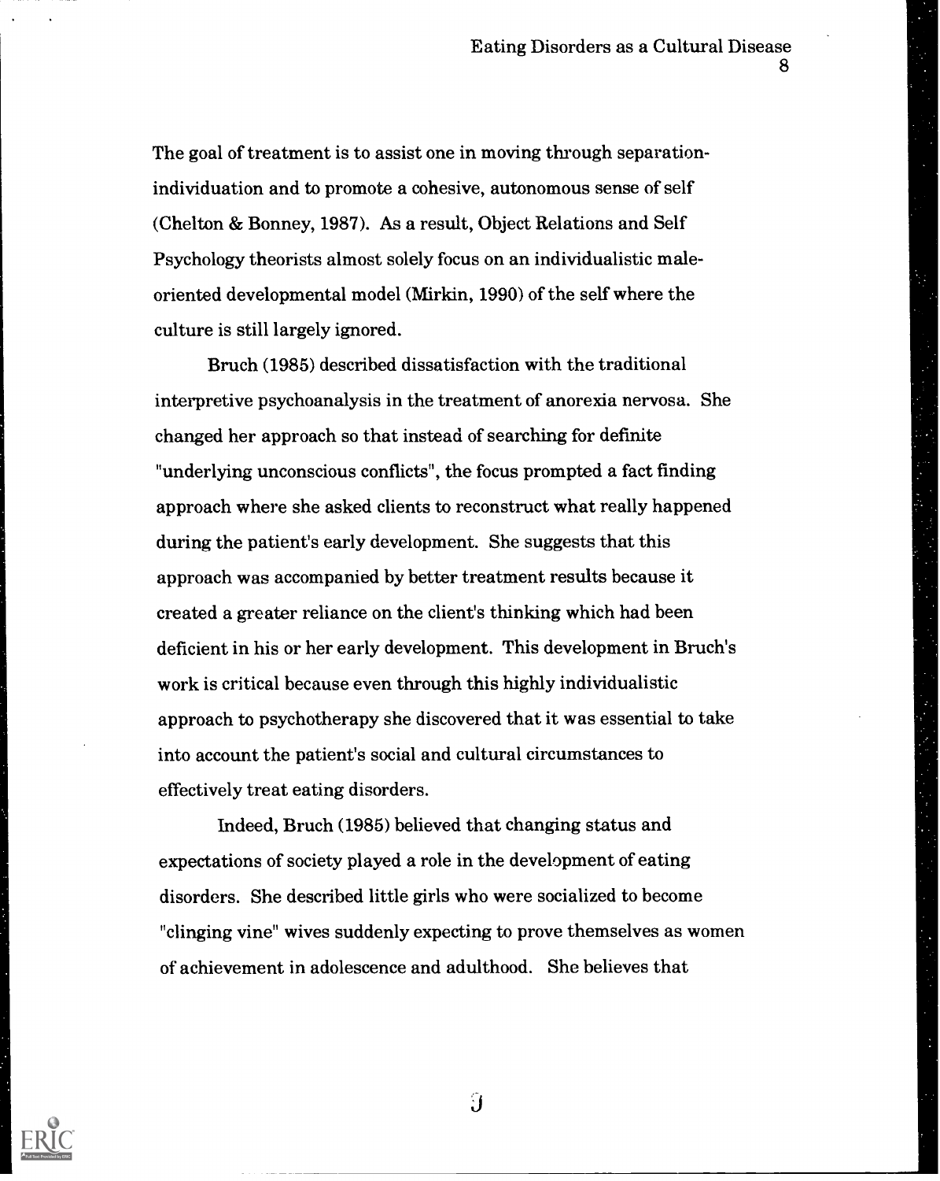The goal of treatment is to assist one in moving through separation-individuation and to promote a cohesive, autonomous sense of self (Chelton & Bonney, 1987). As a result, Object Relations and Self Psychology theorists almost solely focus on an individualistic male-oriented developmental model (Mirkin, 1990) of the self where the culture is still largely ignored.

Bruch (1985) described dissatisfaction with the traditional interpretive psychoanalysis in the treatment of anorexia nervosa. She changed her approach so that instead of searching for definite "underlying unconscious conflicts", the focus prompted a fact finding approach where she asked clients to reconstruct what really happened during the patient's early development. She suggests that this approach was accompanied by better treatment results because it created a greater reliance on the client's thinking which had been deficient in his or her early development. This development in Bruch's work is critical because even through this highly individualistic approach to psychotherapy she discovered that it was essential to take into account the patient's social and cultural circumstances to effectively treat eating disorders.

Indeed, Bruch (1985) believed that changing status and expectations of society played a role in the development of eating disorders. She described little girls who were socialized to become "clinging vine" wives suddenly expecting to prove themselves as women of achievement in adolescence and adulthood. She believes that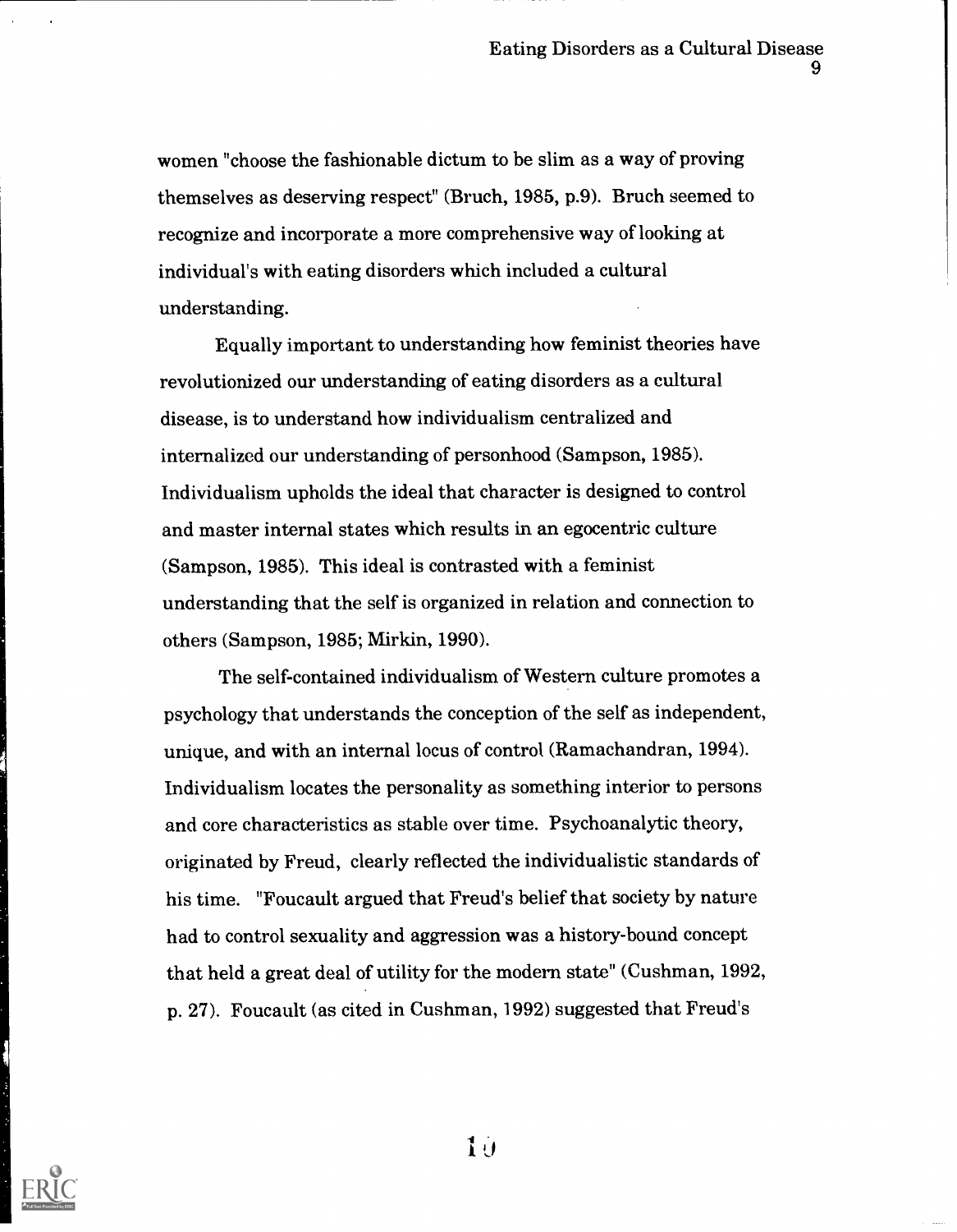women "choose the fashionable dictum to be slim as a way of proving themselves as deserving respect" (Bruch, 1985, p.9). Bruch seemed to recognize and incorporate a more comprehensive way of looking at individual's with eating disorders which included a cultural understanding.

Equally important to understanding how feminist theories have revolutionized our understanding of eating disorders as a cultural disease, is to understand how individualism centralized and internalized our understanding of personhood (Sampson, 1985). Individualism upholds the ideal that character is designed to control and master internal states which results in an egocentric culture (Sampson, 1985). This ideal is contrasted with a feminist understanding that the self is organized in relation and connection to others (Sampson, 1985; Mirkin, 1990).

The self-contained individualism of Western culture promotes a psychology that understands the conception of the self as independent, unique, and with an internal locus of control (Ramachandran, 1994). Individualism locates the personality as something interior to persons and core characteristics as stable over time. Psychoanalytic theory, originated by Freud, clearly reflected the individualistic standards of his time. "Foucault argued that Freud's belief that society by nature had to control sexuality and aggression was a history-bound concept that held a great deal of utility for the modern state" (Cushman, 1992, p. 27). Foucault (as cited in Cushman, 1992) suggested that Freud's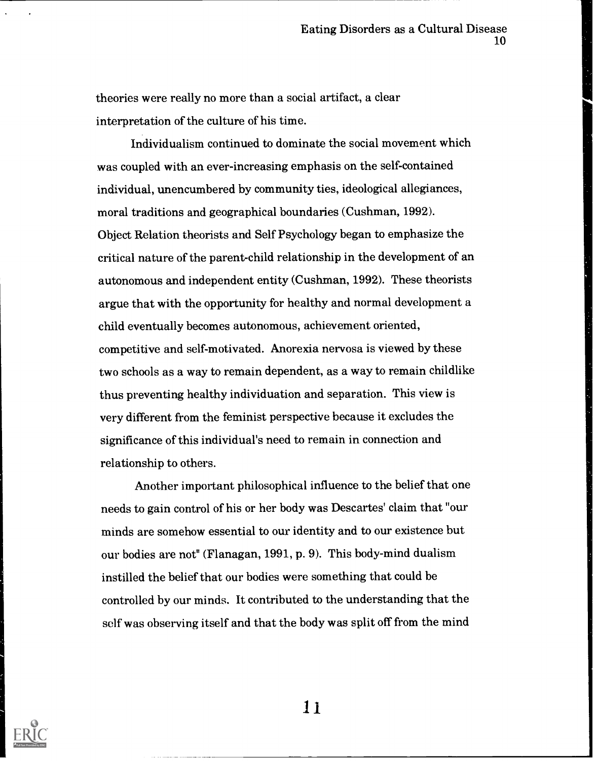theories were really no more than a social artifact, a clear interpretation of the culture of his time.

Individualism continued to dominate the social movement which was coupled with an ever-increasing emphasis on the self-contained individual, unencumbered by community ties, ideological allegiances, moral traditions and geographical boundaries (Cushman, 1992). Object Relation theorists and Self Psychology began to emphasize the critical nature of the parent-child relationship in the development of an autonomous and independent entity (Cushman, 1992). These theorists argue that with the opportunity for healthy and normal development a child eventually becomes autonomous, achievement oriented, competitive and self-motivated. Anorexia nervosa is viewed by these two schools as a way to remain dependent, as a way to remain childlike thus preventing healthy individuation and separation. This view is very different from the feminist perspective because it excludes the significance of this individual's need to remain in connection and relationship to others.

Another important philosophical influence to the belief that one needs to gain control of his or her body was Descartes' claim that "our minds are somehow essential to our identity and to our existence but our bodies are not" (Flanagan, 1991, p. 9). This body-mind dualism instilled the belief that our bodies were something that could be controlled by our minds. It contributed to the understanding that the self was observing itself and that the body was split off from the mind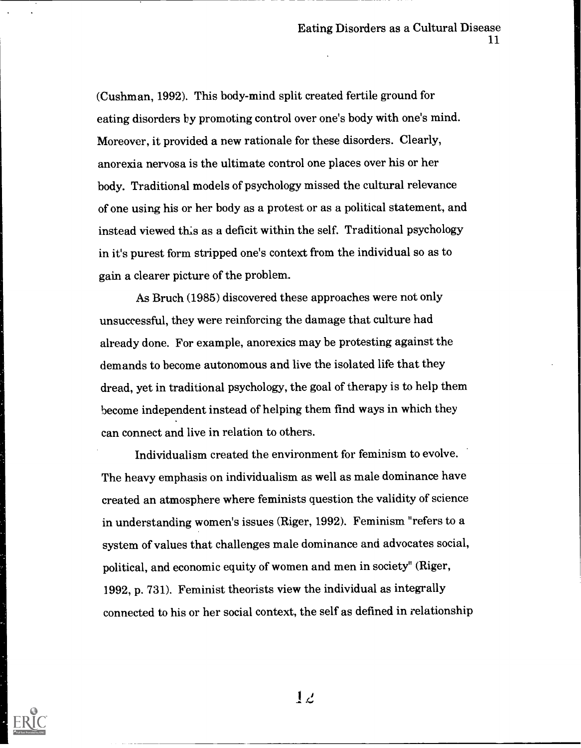(Cushman, 1992). This body-mind split created fertile ground for eating disorders by promoting control over one's body with one's mind. Moreover, it provided a new rationale for these disorders. Clearly, anorexia nervosa is the ultimate control one places over his or her body. Traditional models of psychology missed the cultural relevance of one using his or her body as a protest or as a political statement, and instead viewed this as a deficit within the self. Traditional psychology in it's purest form stripped one's context from the individual so as to gain a clearer picture of the problem.

As Bruch (1985) discovered these approaches were not only unsuccessful, they were reinforcing the damage that culture had already done. For example, anorexics may be protesting against the demands to become autonomous and live the isolated life that they dread, yet in traditional psychology, the goal of therapy is to help them become independent instead of helping them find ways in which they can connect and live in relation to others.

Individualism created the environment for feminism to evolve. The heavy emphasis on individualism as well as male dominance have created an atmosphere where feminists question the validity of science in understanding women's issues (Riger, 1992). Feminism "refers to a system of values that challenges male dominance and advocates social, political, and economic equity of women and men in society" (Riger, 1992, p. 731). Feminist theorists view the individual as integrally connected to his or her social context, the self as defined in relationship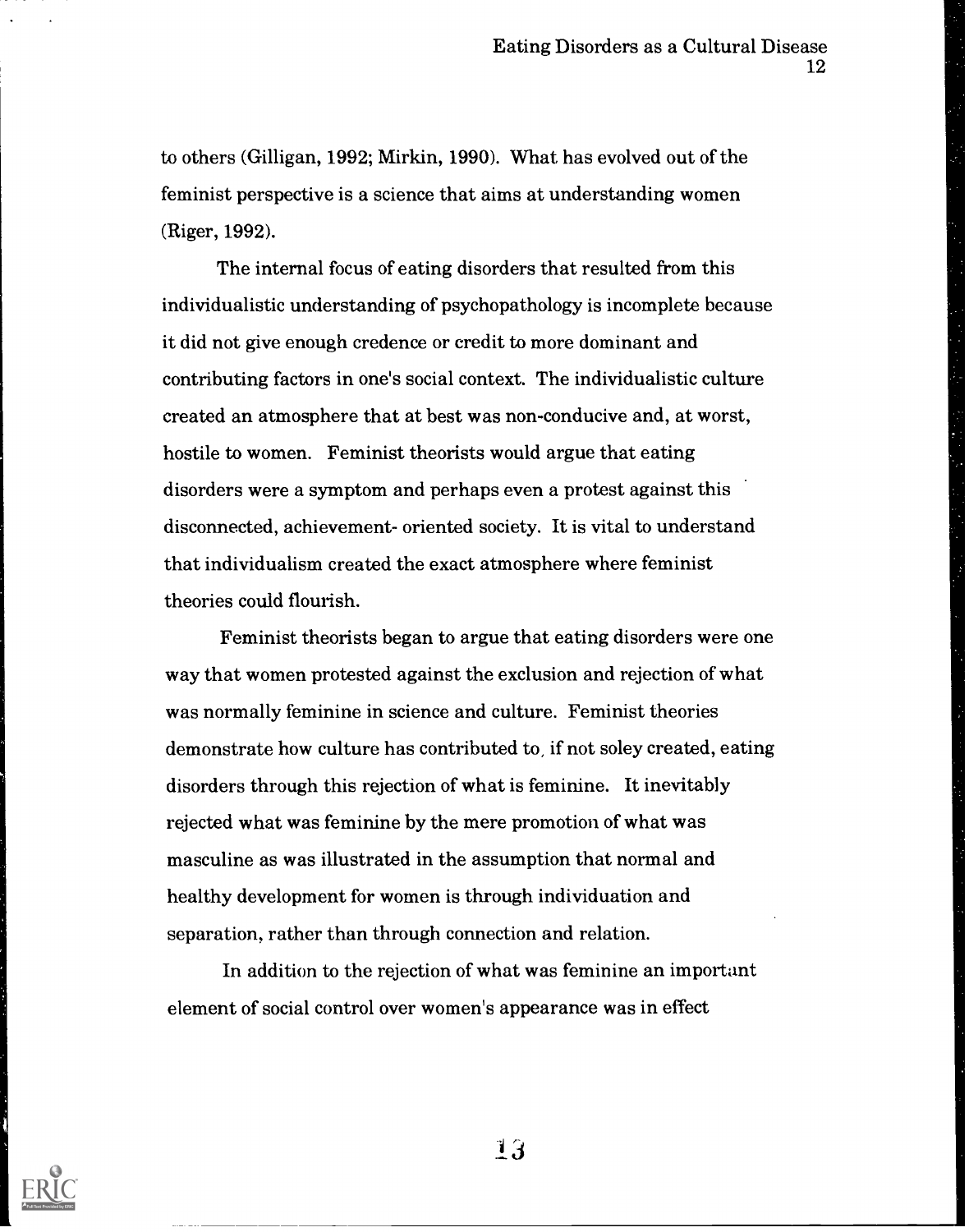to others (Gilligan, 1992; Mirkin, 1990). What has evolved out of the feminist perspective is a science that aims at understanding women (Riger, 1992).

The internal focus of eating disorders that resulted from this individualistic understanding of psychopathology is incomplete because it did not give enough credence or credit to more dominant and contributing factors in one's social context. The individualistic culture created an atmosphere that at best was non-conducive and, at worst, hostile to women. Feminist theorists would argue that eating disorders were a symptom and perhaps even a protest against this disconnected, achievement- oriented society. It is vital to understand that individualism created the exact atmosphere where feminist theories could flourish.

Feminist theorists began to argue that eating disorders were one way that women protested against the exclusion and rejection of what was normally feminine in science and culture. Feminist theories demonstrate how culture has contributed to, if not soley created, eating disorders through this rejection of what is feminine. It inevitably rejected what was feminine by the mere promotion of what was masculine as was illustrated in the assumption that normal and healthy development for women is through individuation and separation, rather than through connection and relation.

In addition to the rejection of what was feminine an important element of social control over women's appearance was in effect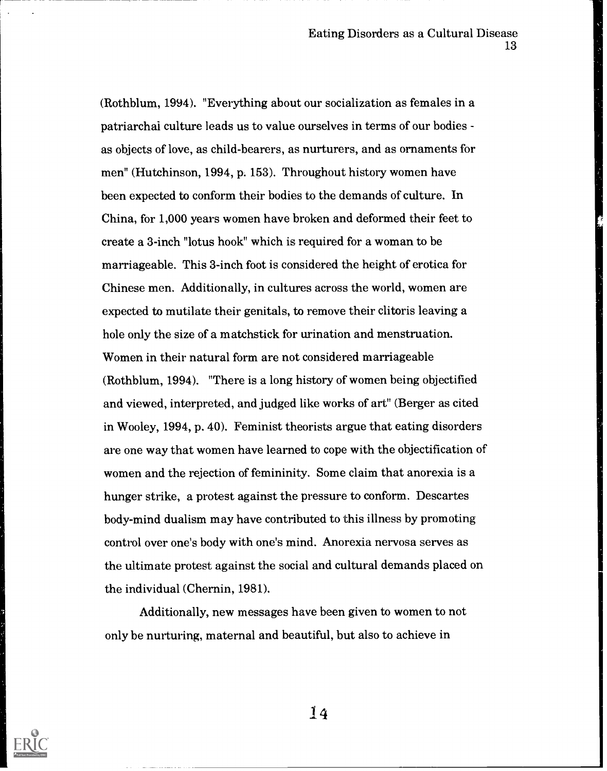(Rothblum, 1994). "Everything about our socialization as females in a patriarchal culture leads us to value ourselves in terms of our bodies - as objects of love, as child-bearers, as nurturers, and as ornaments for men" (Hutchinson, 1994, p. 153). Throughout history women have been expected to conform their bodies to the demands of culture. In China, for 1,000 years women have broken and deformed their feet to create a 3-inch "lotus hook" which is required for a woman to be marriageable. This 3-inch foot is considered the height of erotica for Chinese men. Additionally, in cultures across the world, women are expected to mutilate their genitals, to remove their clitoris leaving a hole only the size of a matchstick for urination and menstruation. Women in their natural form are not considered marriageable (Rothblum, 1994). "There is a long history of women being objectified and viewed, interpreted, and judged like works of art" (Berger as cited in Wooley, 1994, p. 40). Feminist theorists argue that eating disorders are one way that women have learned to cope with the objectification of women and the rejection of femininity. Some claim that anorexia is a hunger strike, a protest against the pressure to conform. Descartes body-mind dualism may have contributed to this illness by promoting control over one's body with one's mind. Anorexia nervosa serves as the ultimate protest against the social and cultural demands placed on the individual (Chernin, 1981).

Additionally, new messages have been given to women to not only be nurturing, maternal and beautiful, but also to achieve in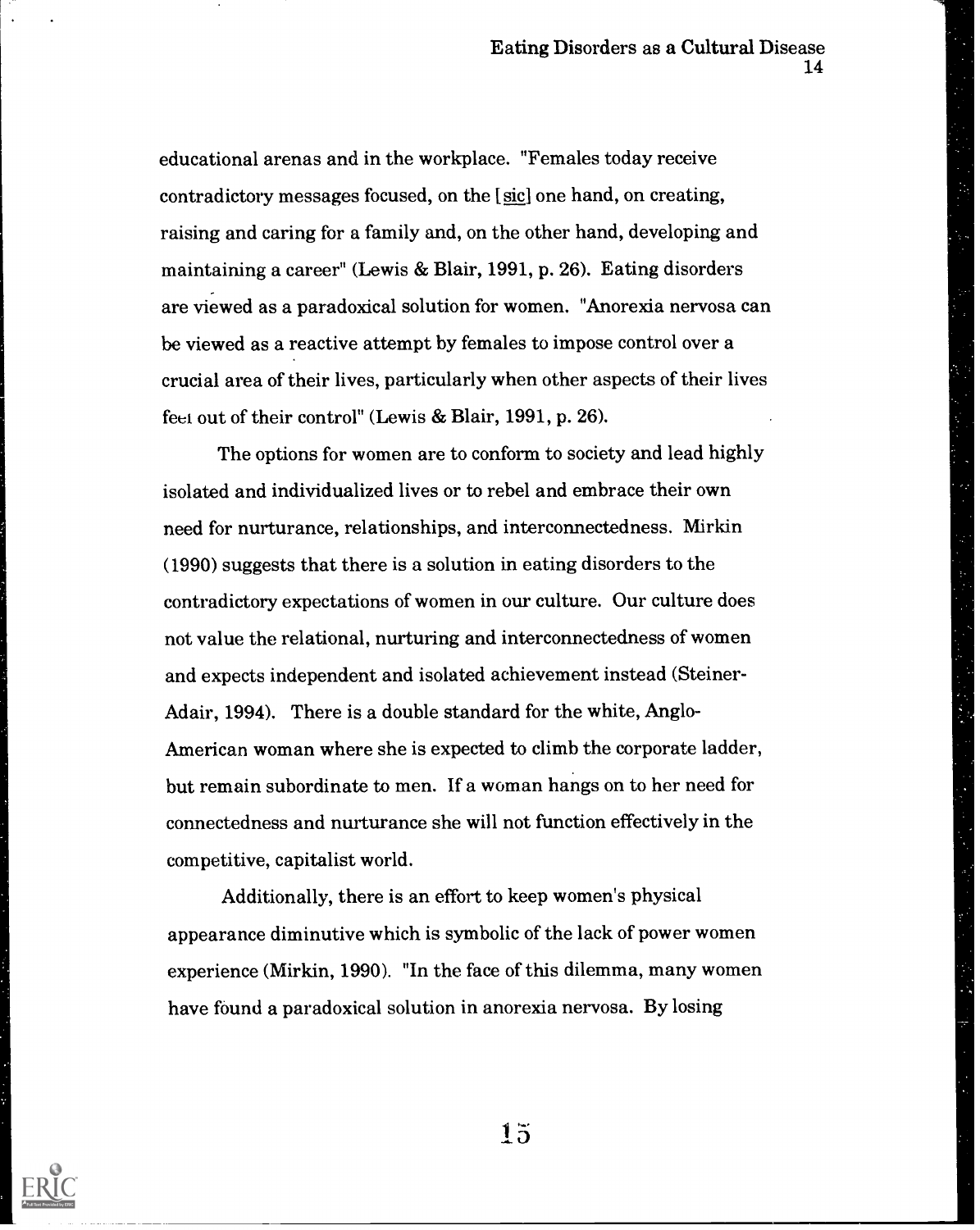educational arenas and in the workplace. "Females today receive contradictory messages focused, on the [sic] one hand, on creating, raising and caring for a family and, on the other hand, developing and maintaining a career" (Lewis & Blair, 1991, p. 26). Eating disorders are viewed as a paradoxical solution for women. "Anorexia nervosa can be viewed as a reactive attempt by females to impose control over a crucial area of their lives, particularly when other aspects of their lives feel out of their control" (Lewis & Blair, 1991, p. 26).

The options for women are to conform to society and lead highly isolated and individualized lives or to rebel and embrace their own need for nurturance, relationships, and interconnectedness. Mirkin (1990) suggests that there is a solution in eating disorders to the contradictory expectations of women in our culture. Our culture does not value the relational, nurturing and interconnectedness of women and expects independent and isolated achievement instead (Steiner-Adair, 1994). There is a double standard for the white, Anglo-American woman where she is expected to climb the corporate ladder, but remain subordinate to men. If a woman hangs on to her need for connectedness and nurturance she will not function effectively in the competitive, capitalist world.

Additionally, there is an effort to keep women's physical appearance diminutive which is symbolic of the lack of power women experience (Mirkin, 1990). "In the face of this dilemma, many women have found a paradoxical solution in anorexia nervosa. By losing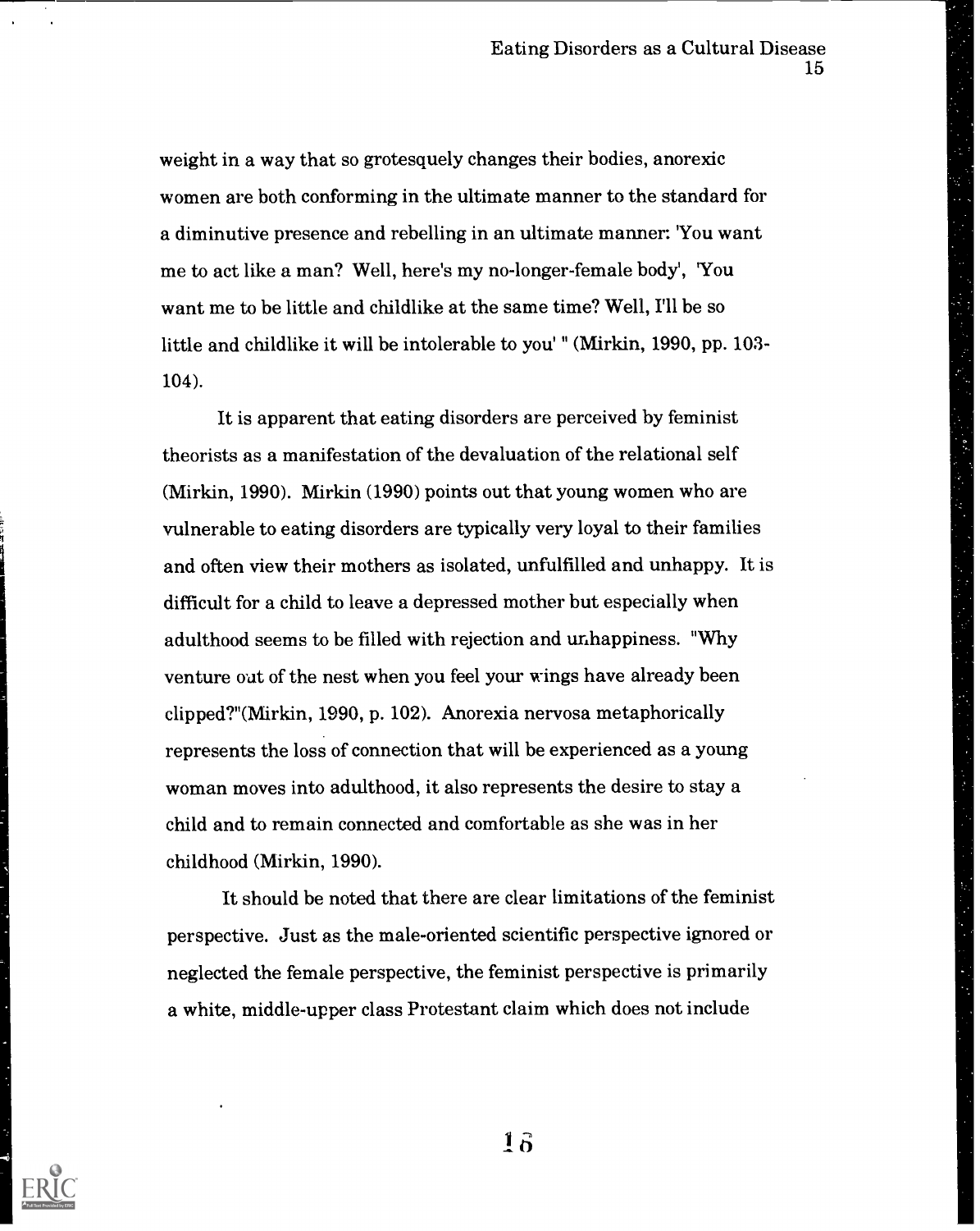weight in a way that so grotesquely changes their bodies, anorexic women are both conforming in the ultimate manner to the standard for a diminutive presence and rebelling in an ultimate manner: 'You want me to act like a man? Well, here's my no-longer-female body', 'You want me to be little and childlike at the same time? Well, I'll be so little and childlike it will be intolerable to you' " (Mirkin, 1990, pp. 103-104).

It is apparent that eating disorders are perceived by feminist theorists as a manifestation of the devaluation of the relational self (Mirkin, 1990). Mirkin (1990) points out that young women who are vulnerable to eating disorders are typically very loyal to their families and often view their mothers as isolated, unfulfilled and unhappy. It is difficult for a child to leave a depressed mother but especially when adulthood seems to be filled with rejection and unhappiness. "Why venture out of the nest when you feel your wings have already been clipped?"(Mirkin, 1990, p. 102). Anorexia nervosa metaphorically represents the loss of connection that will be experienced as a young woman moves into adulthood, it also represents the desire to stay a child and to remain connected and comfortable as she was in her childhood (Mirkin, 1990).

It should be noted that there are clear limitations of the feminist perspective. Just as the male-oriented scientific perspective ignored or neglected the female perspective, the feminist perspective is primarily a white, middle-upper class Protestant claim which does not include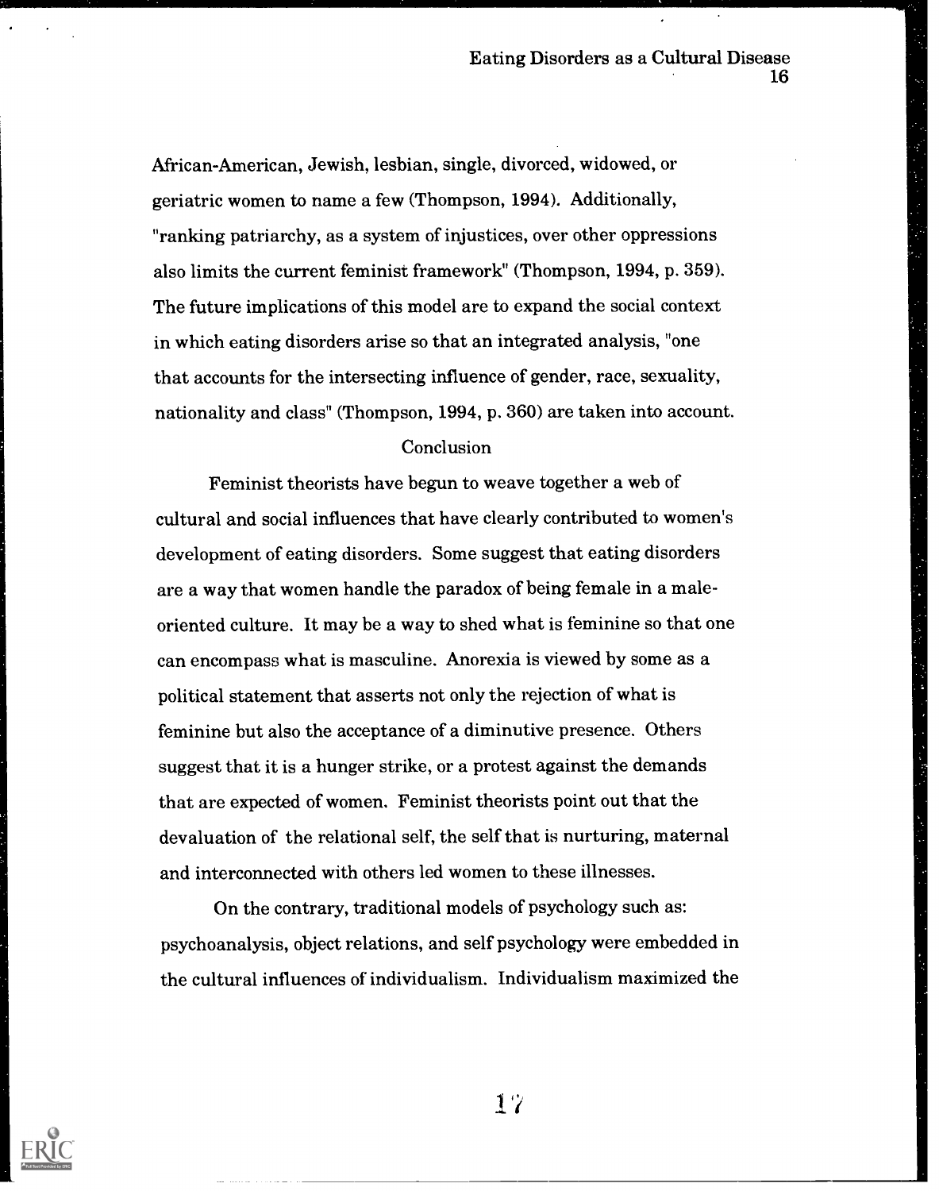African-American, Jewish, lesbian, single, divorced, widowed, or geriatric women to name a few (Thompson, 1994). Additionally, "ranking patriarchy, as a system of injustices, over other oppressions also limits the current feminist framework" (Thompson, 1994, p. 359). The future implications of this model are to expand the social context in which eating disorders arise so that an integrated analysis, "one that accounts for the intersecting influence of gender, race, sexuality, nationality and class" (Thompson, 1994, p. 360) are taken into account.

## Conclusion

Feminist theorists have begun to weave together a web of cultural and social influences that have clearly contributed to women's development of eating disorders. Some suggest that eating disorders are a way that women handle the paradox of being female in a male-oriented culture. It may be a way to shed what is feminine so that one can encompass what is masculine. Anorexia is viewed by some as a political statement that asserts not only the rejection of what is feminine but also the acceptance of a diminutive presence. Others suggest that it is a hunger strike, or a protest against the demands that are expected of women. Feminist theorists point out that the devaluation of the relational self, the self that is nurturing, maternal and interconnected with others led women to these illnesses.

On the contrary, traditional models of psychology such as: psychoanalysis, object relations, and self psychology were embedded in the cultural influences of individualism. Individualism maximized the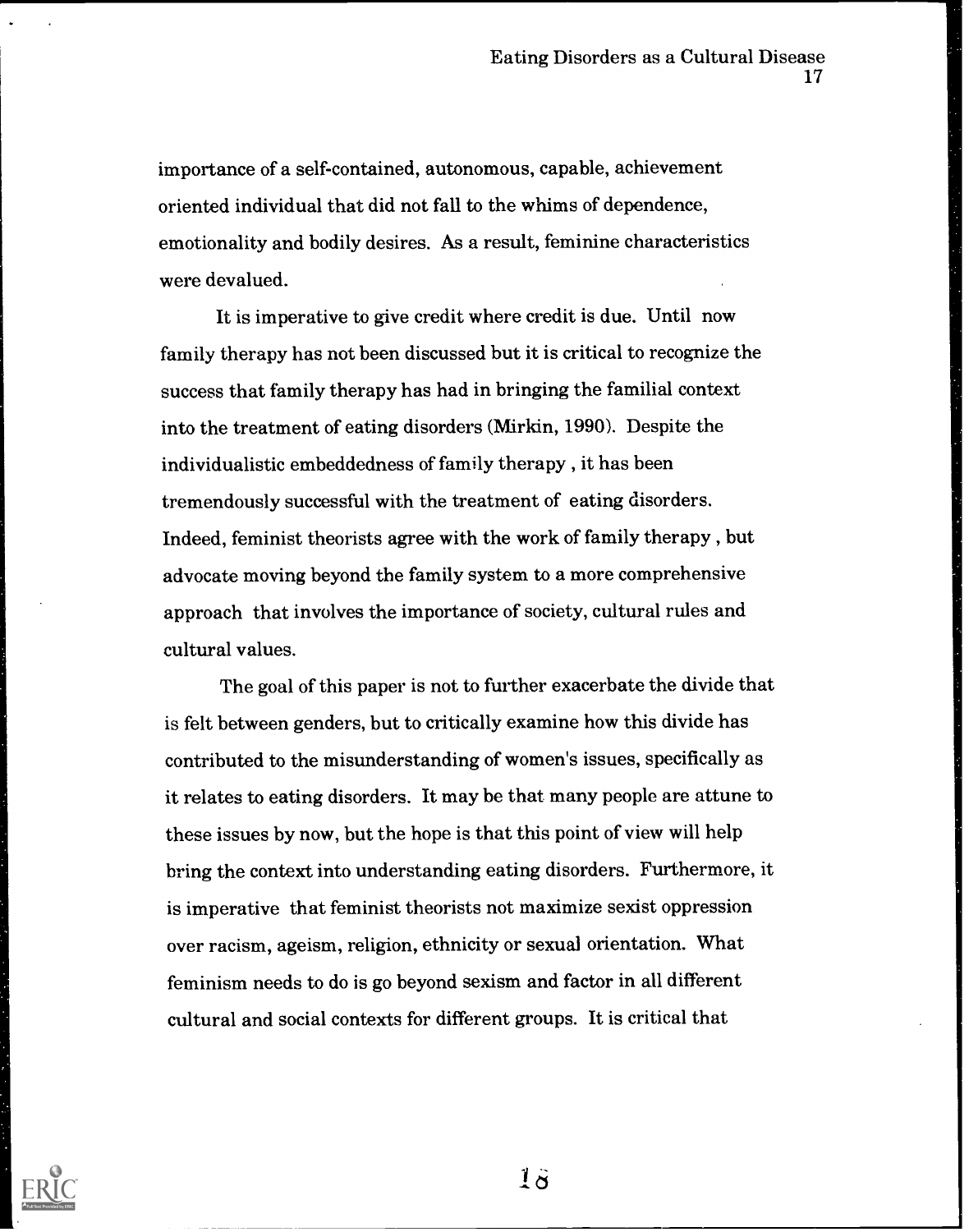importance of a self-contained, autonomous, capable, achievement oriented individual that did not fall to the whims of dependence, emotionality and bodily desires. As a result, feminine characteristics were devalued.

It is imperative to give credit where credit is due. Until now family therapy has not been discussed but it is critical to recognize the success that family therapy has had in bringing the familial context into the treatment of eating disorders (Mirkin, 1990). Despite the individualistic embeddedness of family therapy , it has been tremendously successful with the treatment of eating disorders. Indeed, feminist theorists agree with the work of family therapy , but advocate moving beyond the family system to a more comprehensive approach that involves the importance of society, cultural rules and cultural values.

The goal of this paper is not to further exacerbate the divide that is felt between genders, but to critically examine how this divide has contributed to the misunderstanding of women's issues, specifically as it relates to eating disorders. It may be that many people are attune to these issues by now, but the hope is that this point of view will help bring the context into understanding eating disorders. Furthermore, it is imperative that feminist theorists not maximize sexist oppression over racism, ageism, religion, ethnicity or sexual orientation. What feminism needs to do is go beyond sexism and factor in all different cultural and social contexts for different groups. It is critical that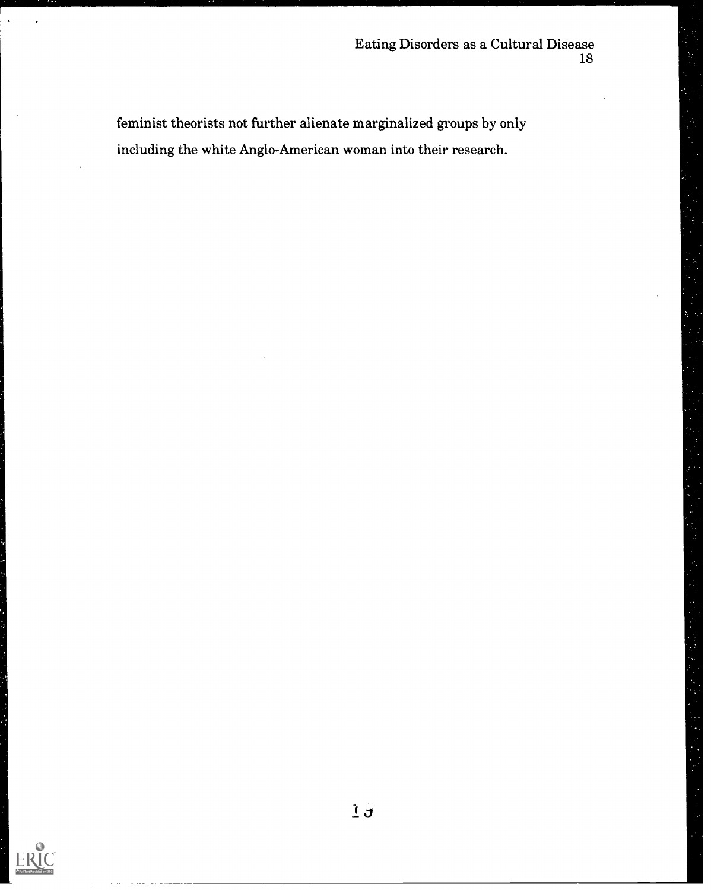feminist theorists not further alienate marginalized groups by only including the white Anglo-American woman into their research.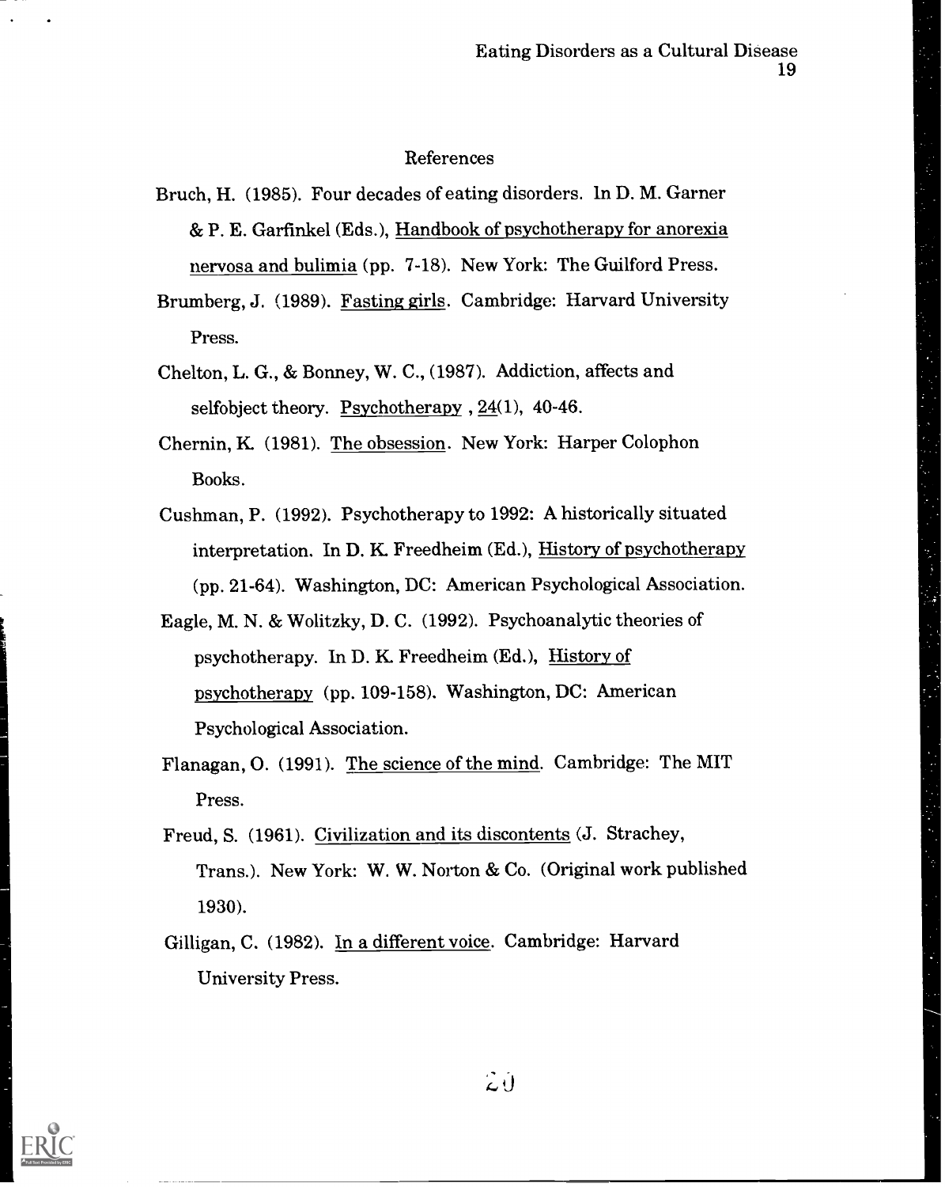## References

Bruch, H. (1985). Four decades of eating disorders. In D. M. Garner & P. E. Garfinkel (Eds.), Handbook of psychotherapy for anorexia nervosa and bulimia (pp. 7-18). New York: The Guilford Press.

Brumberg, J. (1989). Fasting girls. Cambridge: Harvard University Press.

Chelton, L. G., & Bonney, W. C., (1987). Addiction, affects and selfobject theory. Psychotherapy , 24(1), 40-46.

Chernin, K. (1981). The obsession. New York: Harper Colophon Books.

Cushman, P. (1992). Psychotherapy to 1992: A historically situated interpretation. In D. K. Freedheim (Ed.), History of psychotherapy (pp. 21-64). Washington, DC: American Psychological Association.

Eagle, M. N. & Wolitzky, D. C. (1992). Psychoanalytic theories of psychotherapy. In D. K. Freedheim (Ed.), History of psychotherapy (pp. 109-158). Washington, DC: American Psychological Association.

Flanagan, O. (1991). The science of the mind. Cambridge: The MIT Press.

Freud, S. (1961). Civilization and its discontents (J. Strachey, Trans.). New York: W. W. Norton & Co. (Original work published 1930).

Gilligan, C. (1982). In a different voice. Cambridge: Harvard University Press.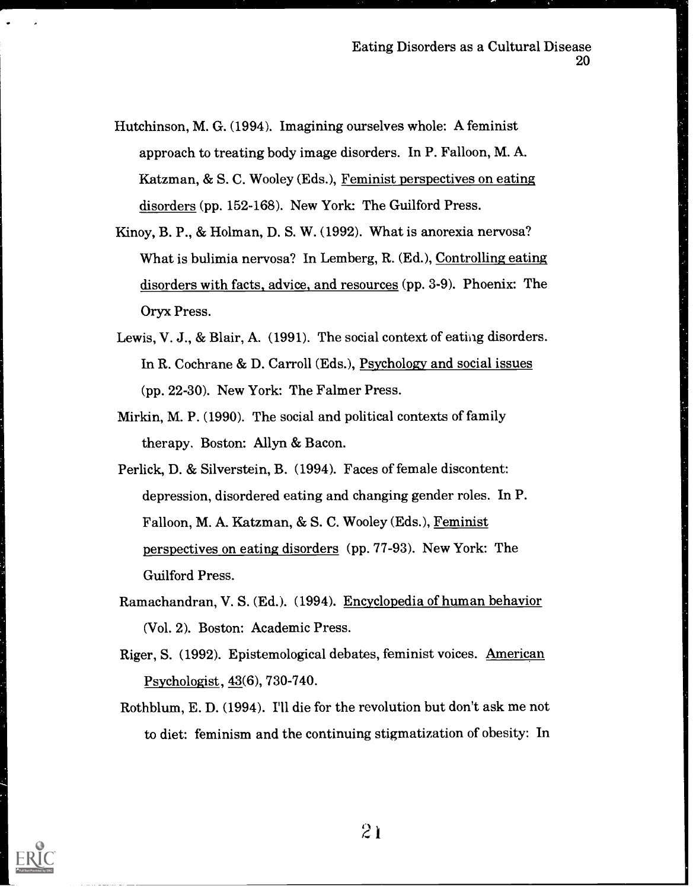Hutchinson, M. G. (1994). Imagining ourselves whole: A feminist approach to treating body image disorders. In P. Falloon, M. A. Katzman, & S. C. Wooley (Eds.), Feminist perspectives on eating disorders (pp. 152-168). New York: The Guilford Press.

Kinoy, B. P., & Holman, D. S. W. (1992). What is anorexia nervosa? What is bulimia nervosa? In Lemberg, R. (Ed.), Controlling eating disorders with facts, advice, and resources (pp. 3-9). Phoenix: The Oryx Press.

Lewis, V. J., & Blair, A. (1991). The social context of eating disorders. In R. Cochrane & D. Carroll (Eds.), Psychology and social issues (pp. 22-30). New York: The Falmer Press.

Mirkin, M. P. (1990). The social and political contexts of family therapy. Boston: Allyn & Bacon.

Perlick, D. & Silverstein, B. (1994). Faces of female discontent: depression, disordered eating and changing gender roles. In P. Falloon, M. A. Katzman, & S. C. Wooley (Eds.), Feminist perspectives on eating disorders (pp. 77-93). New York: The Guilford Press.

Ramachandran, V. S. (Ed.). (1994). Encyclopedia of human behavior (Vol. 2). Boston: Academic Press.

Riger, S. (1992). Epistemological debates, feminist voices. American Psychologist, 43(6), 730-740.

Rothblum, E. D. (1994). I'll die for the revolution but don't ask me not to diet: feminism and the continuing stigmatization of obesity: In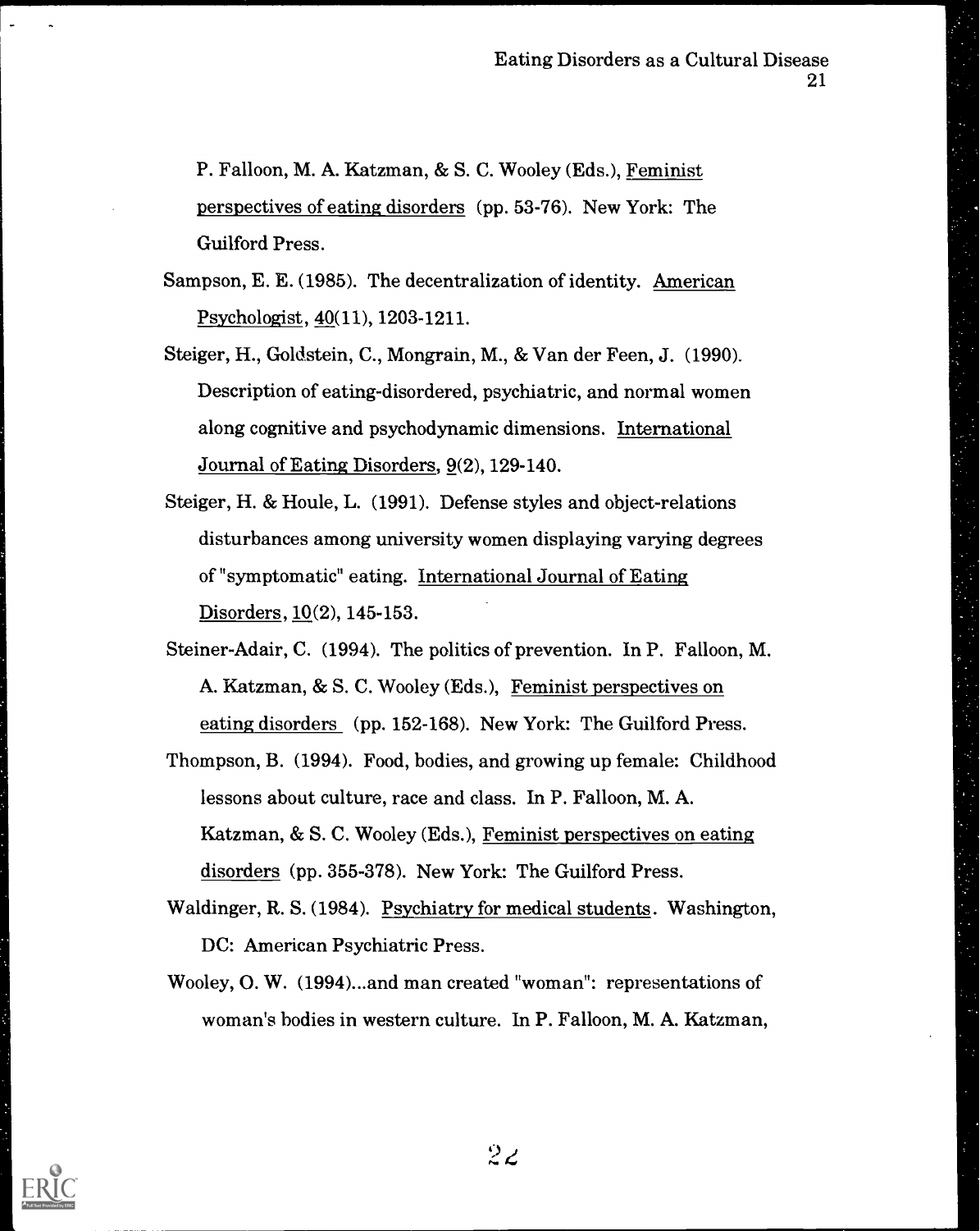P. Falloon, M. A. Katzman, & S. C. Wooley (Eds.), Feminist perspectives of eating disorders (pp. 53-76). New York: The Guilford Press.

Sampson, E. E. (1985). The decentralization of identity. American Psychologist, 40(11), 1203-1211.

Steiger, H., Goldstein, C., Mongrain, M., & Van der Feen, J. (1990). Description of eating-disordered, psychiatric, and normal women along cognitive and psychodynamic dimensions. International Journal of Eating Disorders, 9(2), 129-140.

Steiger, H. & Houle, L. (1991). Defense styles and object-relations disturbances among university women displaying varying degrees of "symptomatic" eating. International Journal of Eating Disorders, 10(2), 145-153.

Steiner-Adair, C. (1994). The politics of prevention. In P. Falloon, M. A. Katzman, & S. C. Wooley (Eds.), Feminist perspectives on eating disorders (pp. 152-168). New York: The Guilford Press.

Thompson, B. (1994). Food, bodies, and growing up female: Childhood lessons about culture, race and class. In P. Falloon, M. A. Katzman, & S. C. Wooley (Eds.), Feminist perspectives on eating disorders (pp. 355-378). New York: The Guilford Press.

Waldinger, R. S. (1984). Psychiatry for medical students. Washington, DC: American Psychiatric Press.

Wooley, O. W. (1994)...and man created "woman": representations of woman's bodies in western culture. In P. Falloon, M. A. Katzman,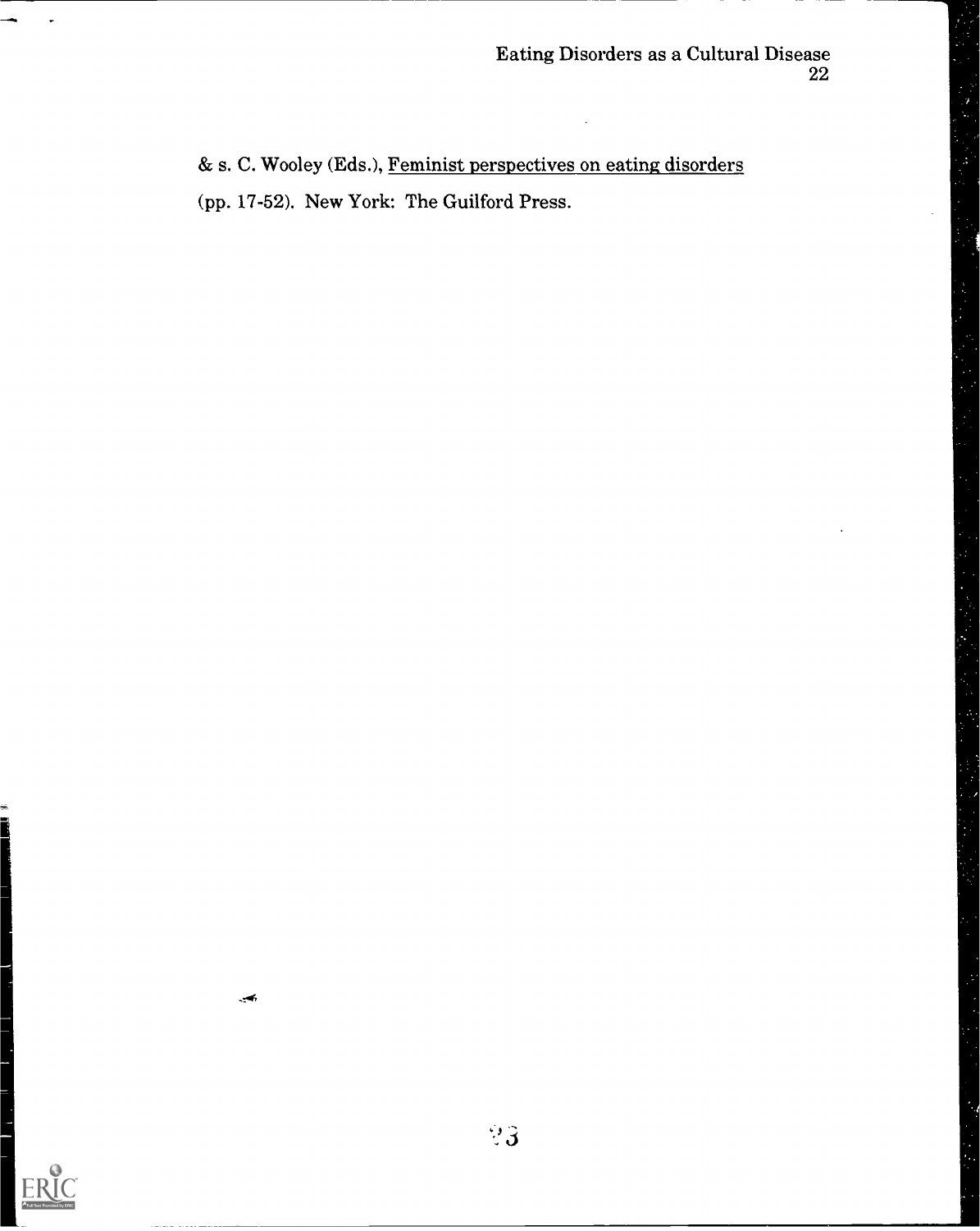& s. C. Wooley (Eds.), Feminist perspectives on eating disorders (pp. 17-52). New York: The Guilford Press.